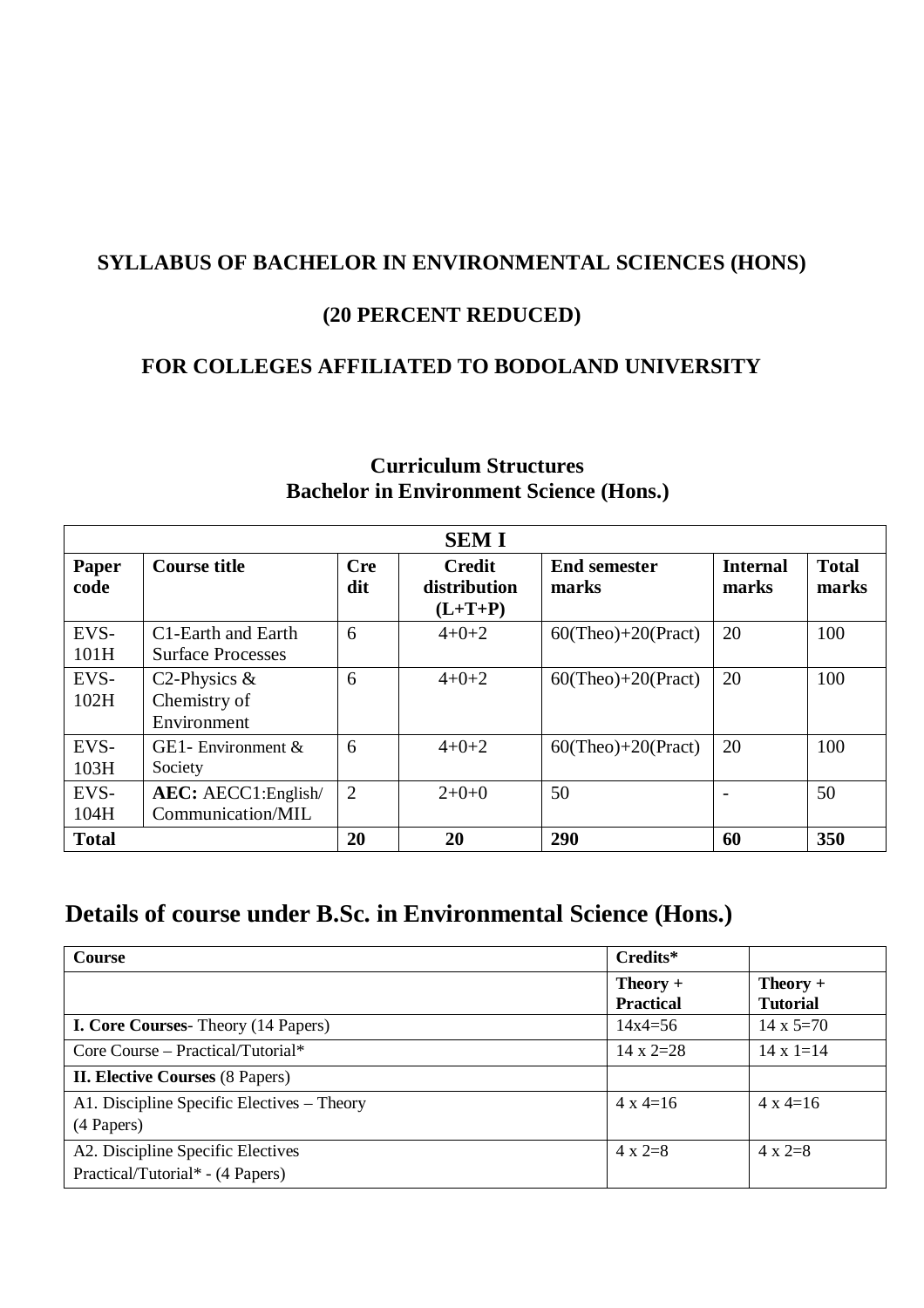**SYLLABUS OF BACHELOR IN ENVIRONMENTAL SCIENCES (HONS)**

**(20 PERCENT REDUCED)**

**FOR COLLEGES AFFILIATED TO BODOLAND UNIVERSITY**

## Curriculum Structures
## Bachelor in Environment Science (Hons.)

| SEM I | | | | | | |
|---|---|---|---|---|---|---|
| **Paper code** | **Course title** | **Credit** | **Credit distribution (L+T+P)** | **End semester marks** | **Internal marks** | **Total marks** |
| EVS-101H | C1-Earth and Earth Surface Processes | 6 | 4+0+2 | 60(Theo)+20(Pract) | 20 | 100 |
| EVS-102H | C2-Physics & Chemistry of Environment | 6 | 4+0+2 | 60(Theo)+20(Pract) | 20 | 100 |
| EVS-103H | GE1- Environment & Society | 6 | 4+0+2 | 60(Theo)+20(Pract) | 20 | 100 |
| EVS-104H | **AEC:** AECC1:English/ Communication/MIL | 2 | 2+0+0 | 50 | - | 50 |
| **Total** | | **20** | **20** | **290** | **60** | **350** |

## Details of course under B.Sc. in Environmental Science (Hons.)

| **Course** | **Credits*** | |
|---|---|---|
| | **Theory + Practical** | **Theory + Tutorial** |
| **I. Core Courses**- Theory (14 Papers) | 14x4=56 | 14 x 5=70 |
| Core Course – Practical/Tutorial* | 14 x 2=28 | 14 x 1=14 |
| **II. Elective Courses** (8 Papers) | | |
| A1. Discipline Specific Electives – Theory (4 Papers) | 4 x 4=16 | 4 x 4=16 |
| A2. Discipline Specific Electives Practical/Tutorial* - (4 Papers) | 4 x 2=8 | 4 x 2=8 |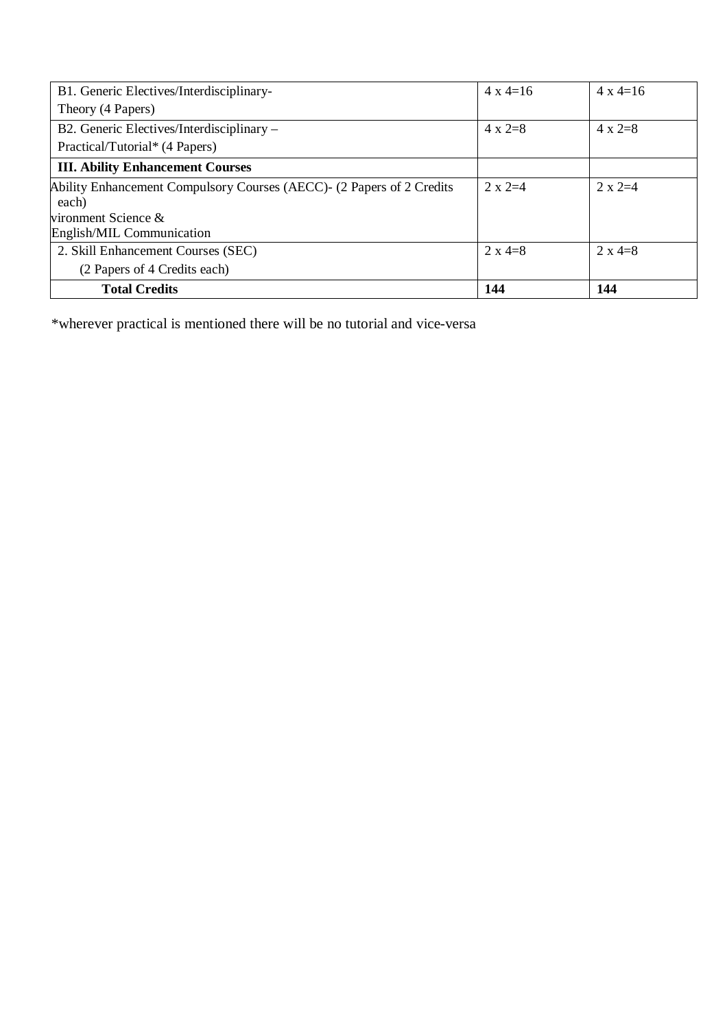| | | |
|---|---|---|
| B1. Generic Electives/Interdisciplinary-<br>Theory (4 Papers) | 4 x 4=16 | 4 x 4=16 |
| B2. Generic Electives/Interdisciplinary –<br>Practical/Tutorial* (4 Papers) | 4 x 2=8 | 4 x 2=8 |
| **III. Ability Enhancement Courses** | | |
| Ability Enhancement Compulsory Courses (AECC)- (2 Papers of 2 Credits each)<br>vironment Science &<br>English/MIL Communication | 2 x 2=4 | 2 x 2=4 |
| 2. Skill Enhancement Courses (SEC)<br>(2 Papers of 4 Credits each) | 2 x 4=8 | 2 x 4=8 |
| **Total Credits** | **144** | **144** |

*wherever practical is mentioned there will be no tutorial and vice-versa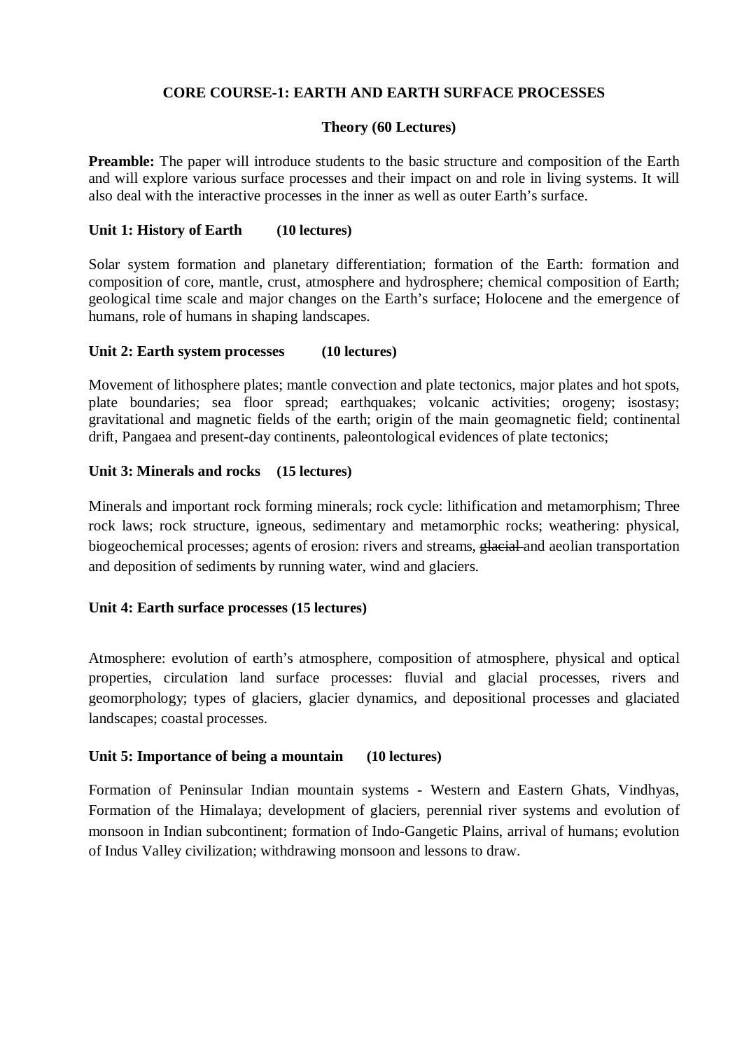**CORE COURSE-1: EARTH AND EARTH SURFACE PROCESSES**

**Theory (60 Lectures)**

**Preamble:** The paper will introduce students to the basic structure and composition of the Earth and will explore various surface processes and their impact on and role in living systems. It will also deal with the interactive processes in the inner as well as outer Earth's surface.

**Unit 1: History of Earth (10 lectures)**

Solar system formation and planetary differentiation; formation of the Earth: formation and composition of core, mantle, crust, atmosphere and hydrosphere; chemical composition of Earth; geological time scale and major changes on the Earth's surface; Holocene and the emergence of humans, role of humans in shaping landscapes.

**Unit 2: Earth system processes (10 lectures)**

Movement of lithosphere plates; mantle convection and plate tectonics, major plates and hot spots, plate boundaries; sea floor spread; earthquakes; volcanic activities; orogeny; isostasy; gravitational and magnetic fields of the earth; origin of the main geomagnetic field; continental drift, Pangaea and present-day continents, paleontological evidences of plate tectonics;

**Unit 3: Minerals and rocks (15 lectures)**

Minerals and important rock forming minerals; rock cycle: lithification and metamorphism; Three rock laws; rock structure, igneous, sedimentary and metamorphic rocks; weathering: physical, biogeochemical processes; agents of erosion: rivers and streams, ~~glacial~~ and aeolian transportation and deposition of sediments by running water, wind and glaciers.

**Unit 4: Earth surface processes (15 lectures)**

Atmosphere: evolution of earth's atmosphere, composition of atmosphere, physical and optical properties, circulation land surface processes: fluvial and glacial processes, rivers and geomorphology; types of glaciers, glacier dynamics, and depositional processes and glaciated landscapes; coastal processes.

**Unit 5: Importance of being a mountain (10 lectures)**

Formation of Peninsular Indian mountain systems - Western and Eastern Ghats, Vindhyas, Formation of the Himalaya; development of glaciers, perennial river systems and evolution of monsoon in Indian subcontinent; formation of Indo-Gangetic Plains, arrival of humans; evolution of Indus Valley civilization; withdrawing monsoon and lessons to draw.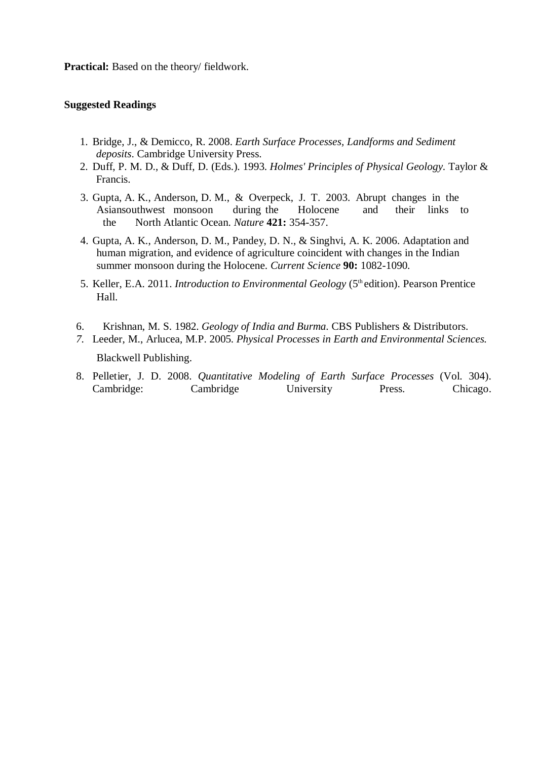**Practical:** Based on the theory/ fieldwork.

**Suggested Readings**

1. Bridge, J., & Demicco, R. 2008. *Earth Surface Processes, Landforms and Sediment deposits*. Cambridge University Press.
2. Duff, P. M. D., & Duff, D. (Eds.). 1993. *Holmes' Principles of Physical Geology*. Taylor & Francis.
3. Gupta, A. K., Anderson, D. M., & Overpeck, J. T. 2003. Abrupt changes in the Asiansouthwest monsoon during the Holocene and their links to the North Atlantic Ocean. *Nature* **421:** 354-357.
4. Gupta, A. K., Anderson, D. M., Pandey, D. N., & Singhvi, A. K. 2006. Adaptation and human migration, and evidence of agriculture coincident with changes in the Indian summer monsoon during the Holocene. *Current Science* **90:** 1082-1090.
5. Keller, E.A. 2011. *Introduction to Environmental Geology* (5th edition). Pearson Prentice Hall.
6. Krishnan, M. S. 1982. *Geology of India and Burma*. CBS Publishers & Distributors.
7. Leeder, M., Arlucea, M.P. 2005. *Physical Processes in Earth and Environmental Sciences.* Blackwell Publishing.
8. Pelletier, J. D. 2008. *Quantitative Modeling of Earth Surface Processes* (Vol. 304). Cambridge: Cambridge University Press. Chicago.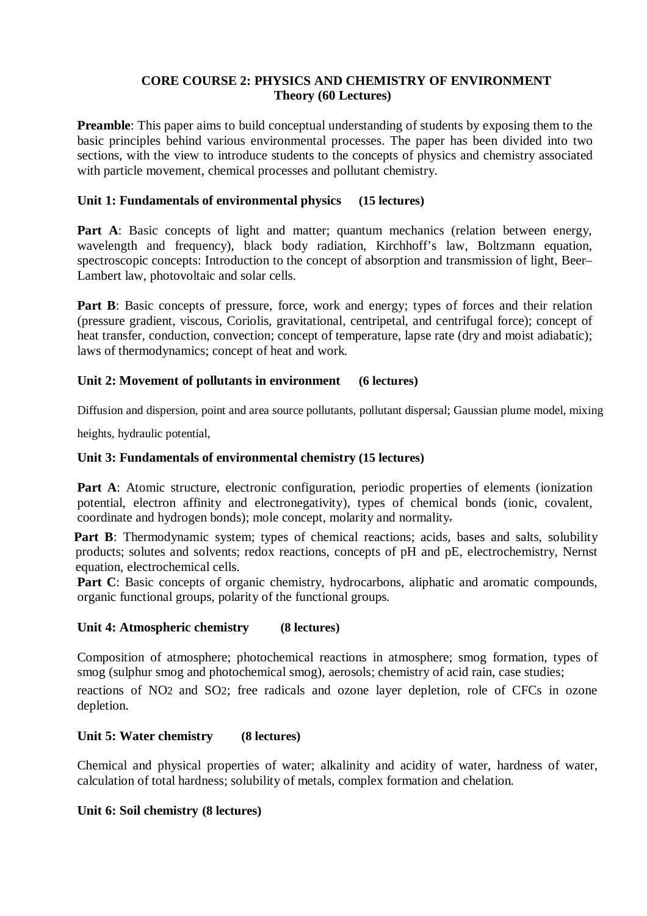## CORE COURSE 2: PHYSICS AND CHEMISTRY OF ENVIRONMENT
### Theory (60 Lectures)

**Preamble**: This paper aims to build conceptual understanding of students by exposing them to the basic principles behind various environmental processes. The paper has been divided into two sections, with the view to introduce students to the concepts of physics and chemistry associated with particle movement, chemical processes and pollutant chemistry.

**Unit 1: Fundamentals of environmental physics (15 lectures)**

**Part A**: Basic concepts of light and matter; quantum mechanics (relation between energy, wavelength and frequency), black body radiation, Kirchhoff's law, Boltzmann equation, spectroscopic concepts: Introduction to the concept of absorption and transmission of light, Beer–Lambert law, photovoltaic and solar cells.

**Part B**: Basic concepts of pressure, force, work and energy; types of forces and their relation (pressure gradient, viscous, Coriolis, gravitational, centripetal, and centrifugal force); concept of heat transfer, conduction, convection; concept of temperature, lapse rate (dry and moist adiabatic); laws of thermodynamics; concept of heat and work.

**Unit 2: Movement of pollutants in environment (6 lectures)**

Diffusion and dispersion, point and area source pollutants, pollutant dispersal; Gaussian plume model, mixing heights, hydraulic potential,

**Unit 3: Fundamentals of environmental chemistry (15 lectures)**

**Part A**: Atomic structure, electronic configuration, periodic properties of elements (ionization potential, electron affinity and electronegativity), types of chemical bonds (ionic, covalent, coordinate and hydrogen bonds); mole concept, molarity and normality.

**Part B**: Thermodynamic system; types of chemical reactions; acids, bases and salts, solubility products; solutes and solvents; redox reactions, concepts of pH and pE, electrochemistry, Nernst equation, electrochemical cells.

**Part C**: Basic concepts of organic chemistry, hydrocarbons, aliphatic and aromatic compounds, organic functional groups, polarity of the functional groups.

**Unit 4: Atmospheric chemistry (8 lectures)**

Composition of atmosphere; photochemical reactions in atmosphere; smog formation, types of smog (sulphur smog and photochemical smog), aerosols; chemistry of acid rain, case studies; reactions of $NO_2$ and $SO_2$; free radicals and ozone layer depletion, role of CFCs in ozone depletion.

**Unit 5: Water chemistry (8 lectures)**

Chemical and physical properties of water; alkalinity and acidity of water, hardness of water, calculation of total hardness; solubility of metals, complex formation and chelation.

**Unit 6: Soil chemistry (8 lectures)**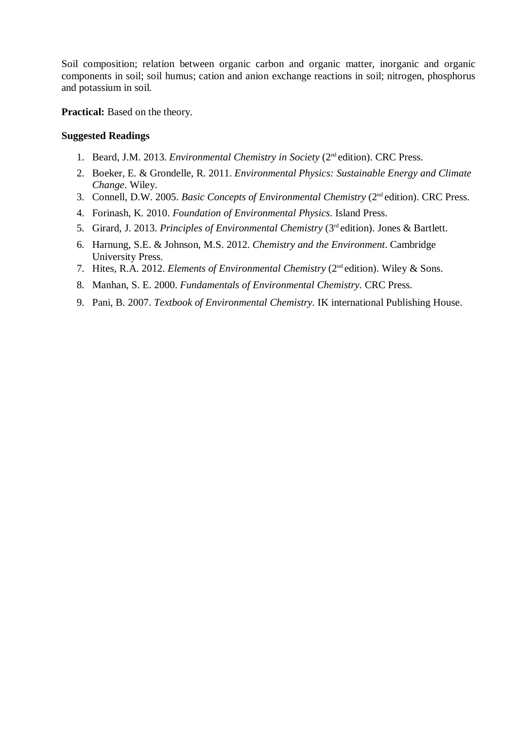Soil composition; relation between organic carbon and organic matter, inorganic and organic components in soil; soil humus; cation and anion exchange reactions in soil; nitrogen, phosphorus and potassium in soil.

**Practical:** Based on the theory.

**Suggested Readings**

1. Beard, J.M. 2013. *Environmental Chemistry in Society* (2nd edition). CRC Press.
2. Boeker, E. & Grondelle, R. 2011. *Environmental Physics: Sustainable Energy and Climate Change*. Wiley.
3. Connell, D.W. 2005. *Basic Concepts of Environmental Chemistry* (2nd edition). CRC Press.
4. Forinash, K. 2010. *Foundation of Environmental Physics*. Island Press.
5. Girard, J. 2013. *Principles of Environmental Chemistry* (3rd edition). Jones & Bartlett.
6. Harnung, S.E. & Johnson, M.S. 2012. *Chemistry and the Environment*. Cambridge University Press.
7. Hites, R.A. 2012. *Elements of Environmental Chemistry* (2nd edition). Wiley & Sons.
8. Manhan, S. E. 2000. *Fundamentals of Environmental Chemistry*. CRC Press.
9. Pani, B. 2007. *Textbook of Environmental Chemistry*. IK international Publishing House.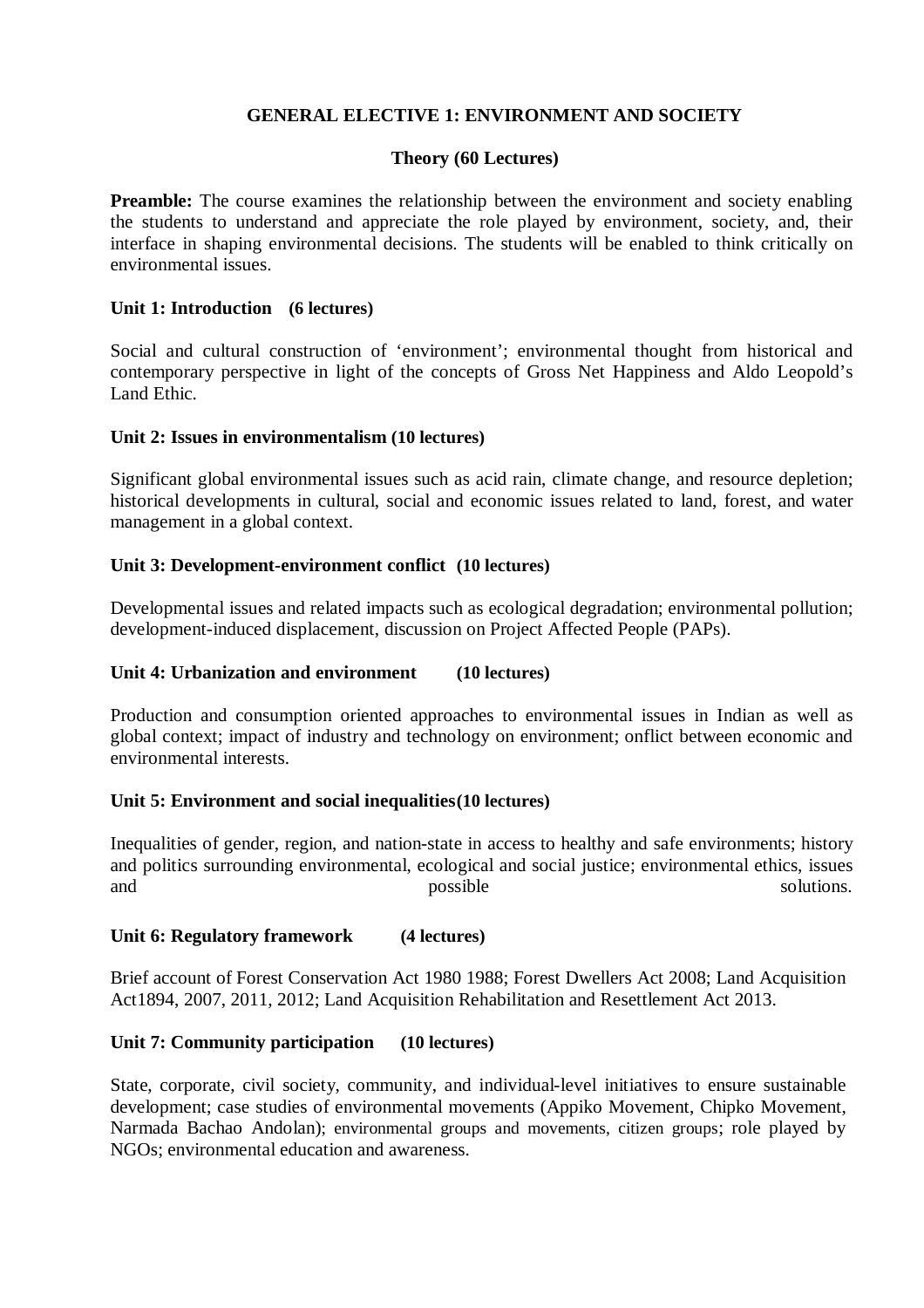## GENERAL ELECTIVE 1: ENVIRONMENT AND SOCIETY

### Theory (60 Lectures)

**Preamble:** The course examines the relationship between the environment and society enabling the students to understand and appreciate the role played by environment, society, and, their interface in shaping environmental decisions. The students will be enabled to think critically on environmental issues.

**Unit 1: Introduction (6 lectures)**

Social and cultural construction of 'environment'; environmental thought from historical and contemporary perspective in light of the concepts of Gross Net Happiness and Aldo Leopold's Land Ethic.

**Unit 2: Issues in environmentalism (10 lectures)**

Significant global environmental issues such as acid rain, climate change, and resource depletion; historical developments in cultural, social and economic issues related to land, forest, and water management in a global context.

**Unit 3: Development-environment conflict (10 lectures)**

Developmental issues and related impacts such as ecological degradation; environmental pollution; development-induced displacement, discussion on Project Affected People (PAPs).

**Unit 4: Urbanization and environment (10 lectures)**

Production and consumption oriented approaches to environmental issues in Indian as well as global context; impact of industry and technology on environment; onflict between economic and environmental interests.

**Unit 5: Environment and social inequalities(10 lectures)**

Inequalities of gender, region, and nation-state in access to healthy and safe environments; history and politics surrounding environmental, ecological and social justice; environmental ethics, issues and possible solutions.

**Unit 6: Regulatory framework (4 lectures)**

Brief account of Forest Conservation Act 1980 1988; Forest Dwellers Act 2008; Land Acquisition Act1894, 2007, 2011, 2012; Land Acquisition Rehabilitation and Resettlement Act 2013.

**Unit 7: Community participation (10 lectures)**

State, corporate, civil society, community, and individual-level initiatives to ensure sustainable development; case studies of environmental movements (Appiko Movement, Chipko Movement, Narmada Bachao Andolan); environmental groups and movements, citizen groups; role played by NGOs; environmental education and awareness.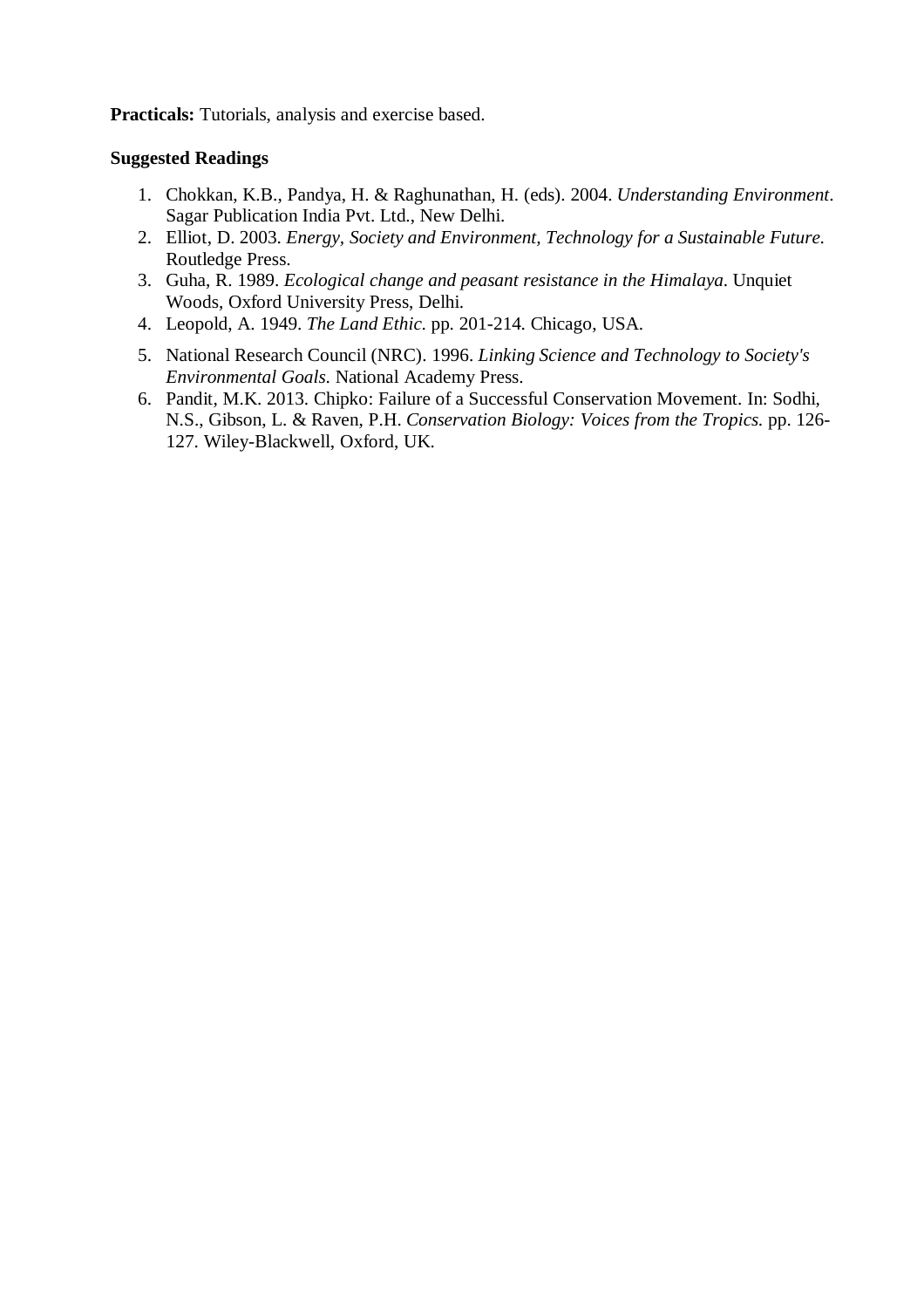**Practicals:** Tutorials, analysis and exercise based.

**Suggested Readings**

1. Chokkan, K.B., Pandya, H. & Raghunathan, H. (eds). 2004. *Understanding Environment*. Sagar Publication India Pvt. Ltd., New Delhi.
2. Elliot, D. 2003. *Energy, Society and Environment, Technology for a Sustainable Future.* Routledge Press.
3. Guha, R. 1989. *Ecological change and peasant resistance in the Himalaya*. Unquiet Woods, Oxford University Press, Delhi.
4. Leopold, A. 1949. *The Land Ethic*. pp. 201-214. Chicago, USA.
5. National Research Council (NRC). 1996. *Linking Science and Technology to Society's Environmental Goals*. National Academy Press.
6. Pandit, M.K. 2013. Chipko: Failure of a Successful Conservation Movement. In: Sodhi, N.S., Gibson, L. & Raven, P.H. *Conservation Biology: Voices from the Tropics.* pp. 126-127. Wiley-Blackwell, Oxford, UK.